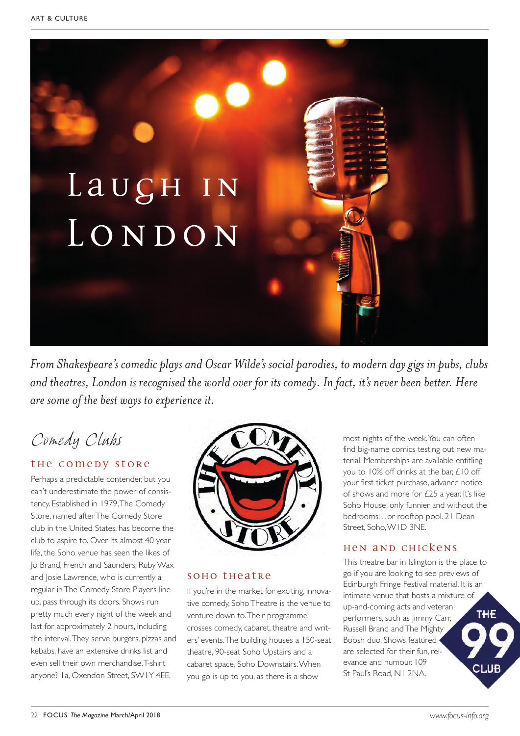# Laugh in London

*From Shakespeare's comedic plays and Oscar Wilde's social parodies, to modern day gigs in pubs, clubs and theatres, London is recognised the world over for its comedy. In fact, it's never been better. Here are some of the best ways to experience it.*

## Comedy Clubs

### The Comedy Store

Perhaps a predictable contender, but you can't underestimate the power of consistency. Established in 1979, The Comedy Store, named after The Comedy Store club in the United States, has become the club to aspire to. Over its almost 40 year life, the Soho venue has seen the likes of Jo Brand, French and Saunders, Ruby Wax and Josie Lawrence, who is currently a regular in The Comedy Store Players line up, pass through its doors. Shows run pretty much every night of the week and last for approximately 2 hours, including the interval. They serve burgers, pizzas and kebabs, have an extensive drinks list and even sell their own merchandise. T-shirt, anyone? 1a, Oxendon Street, SW1Y 4EE.

### Soho Theatre

If you're in the market for exciting, innovative comedy, Soho Theatre is the venue to venture down to. Their programme crosses comedy, cabaret, theatre and writers' events. The building houses a 150-seat theatre, 90-seat Soho Upstairs and a cabaret space, Soho Downstairs. When you go is up to you, as there is a show most nights of the week. You can often find big-name comics testing out new material. Memberships are available entitling you to 10% off drinks at the bar, £10 off your first ticket purchase, advance notice of shows and more for £25 a year. It's like Soho House, only funnier and without the bedrooms…or rooftop pool. 21 Dean Street, Soho, W1D 3NE.

### Hen and Chickens

This theatre bar in Islington is the place to go if you are looking to see previews of Edinburgh Fringe Festival material. It is an intimate venue that hosts a mixture of up-and-coming acts and veteran performers, such as Jimmy Carr, Russell Brand and The Mighty Boosh duo. Shows featured are selected for their fun, relevance and humour. 109 St Paul's Road, N1 2NA.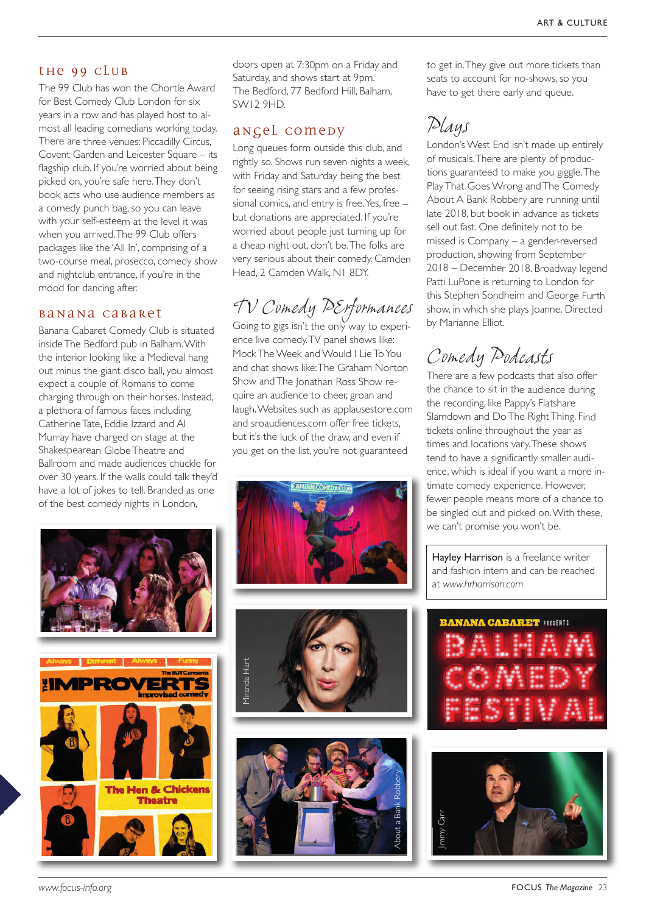### The 99 Club

The 99 Club has won the Chortle Award for Best Comedy Club London for six years in a row and has played host to almost all leading comedians working today. There are three venues: Piccadilly Circus, Covent Garden and Leicester Square – its flagship club. If you're worried about being picked on, you're safe here. They don't book acts who use audience members as a comedy punch bag, so you can leave with your self-esteem at the level it was when you arrived. The 99 Club offers packages like the 'All In', comprising of a two-course meal, prosecco, comedy show and nightclub entrance, if you're in the mood for dancing after.

### Banana Cabaret

Banana Cabaret Comedy Club is situated inside The Bedford pub in Balham. With the interior looking like a Medieval hang out minus the giant disco ball, you almost expect a couple of Romans to come charging through on their horses. Instead, a plethora of famous faces including Catherine Tate, Eddie Izzard and Al Murray have charged on stage at the Shakespearean Globe Theatre and Ballroom and made audiences chuckle for over 30 years. If the walls could talk they'd have a lot of jokes to tell. Branded as one of the best comedy nights in London, doors open at 7:30pm on a Friday and Saturday, and shows start at 9pm. The Bedford, 77 Bedford Hill, Balham, SW12 9HD.

### Angel Comedy

Long queues form outside this club, and rightly so. Shows run seven nights a week, with Friday and Saturday being the best for seeing rising stars and a few professional comics, and entry is free. Yes, free – but donations are appreciated. If you're worried about people just turning up for a cheap night out, don't be. The folks are very serious about their comedy. Camden Head, 2 Camden Walk, N1 8DY.

## TV Comedy Performances

Going to gigs isn't the only way to experience live comedy. TV panel shows like: Mock The Week and Would I Lie To You and chat shows like: The Graham Norton Show and The Jonathan Ross Show require an audience to cheer, groan and laugh. Websites such as applausestore.com and sroaudiences.com offer free tickets, but it's the luck of the draw, and even if you get on the list, you're not guaranteed to get in. They give out more tickets than seats to account for no-shows, so you have to get there early and queue.

## Plays

London's West End isn't made up entirely of musicals. There are plenty of productions guaranteed to make you giggle. The Play That Goes Wrong and The Comedy About A Bank Robbery are running until late 2018, but book in advance as tickets sell out fast. One definitely not to be missed is Company – a gender-reversed production, showing from September 2018 – December 2018. Broadway legend Patti LuPone is returning to London for this Stephen Sondheim and George Furth show, in which she plays Joanne. Directed by Marianne Elliot.

## Comedy Podcasts

There are a few podcasts that also offer the chance to sit in the audience during the recording, like Pappy's Flatshare Slamdown and Do The Right Thing. Find tickets online throughout the year as times and locations vary. These shows tend to have a significantly smaller audience, which is ideal if you want a more intimate comedy experience. However, fewer people means more of a chance to be singled out and picked on. With these, we can't promise you won't be.

**Hayley Harrison** is a freelance writer and fashion intern and can be reached at *www.hrharrison.com*

Miranda Hart

About a Bank Robbery

Jimmy Carr